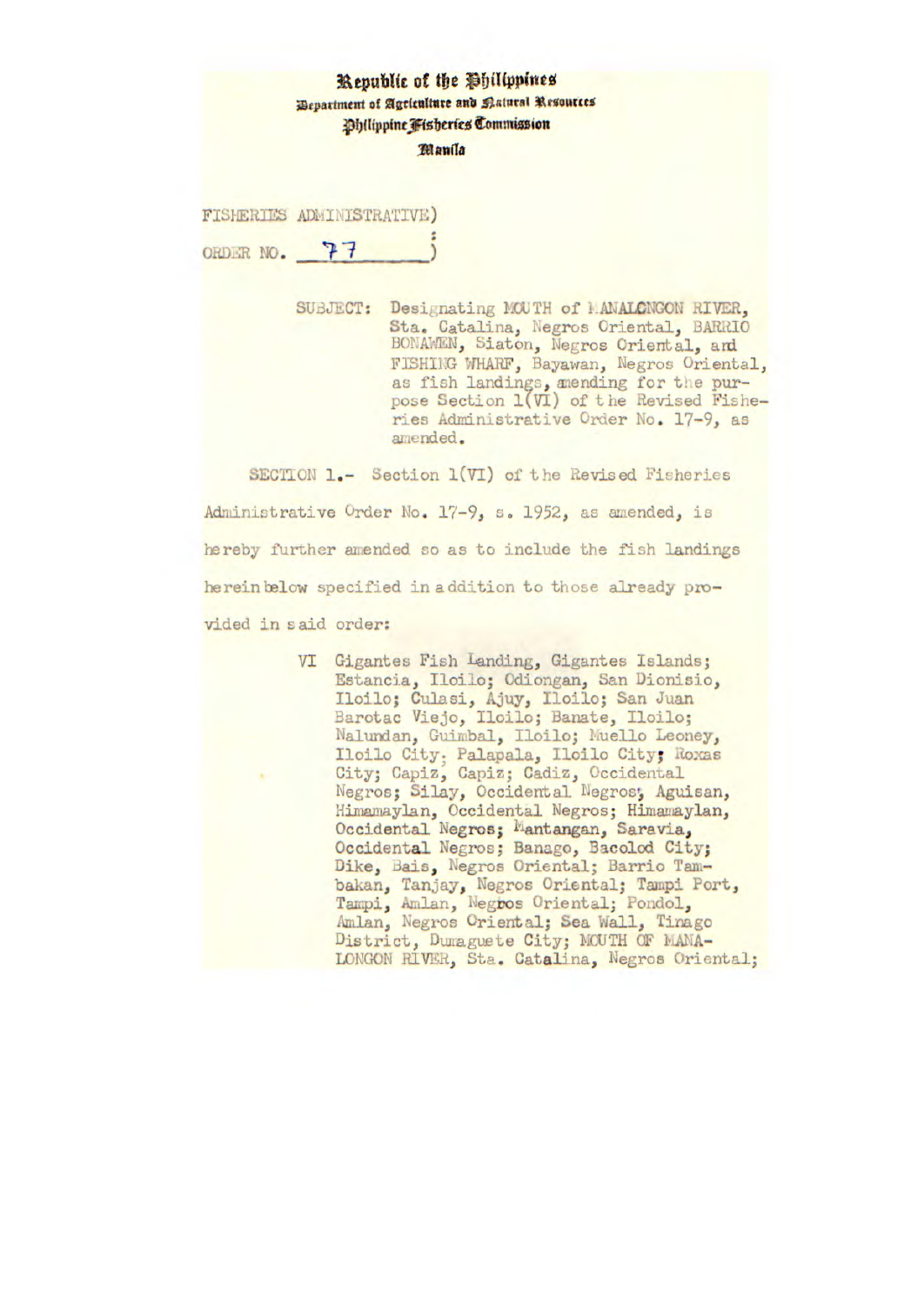Republic of the Philippines
Department of Agriculture and Natural Resources
Philippine Fisheries Commission
Manila

FISHERIES ADMINISTRATIVE ORDER NO. 77

SUBJECT: Designating MOUTH of MANALONGON RIVER, Sta. Catalina, Negros Oriental, BARRIO BONAWEN, Siaton, Negros Oriental, and FISHING WHARF, Bayawan, Negros Oriental, as fish landings, amending for the purpose Section 1(VI) of the Revised Fisheries Administrative Order No. 17-9, as amended.

SECTION 1.- Section 1(VI) of the Revised Fisheries Administrative Order No. 17-9, s. 1952, as amended, is hereby further amended so as to include the fish landings hereinbelow specified in addition to those already provided in said order:

VI Gigantes Fish Landing, Gigantes Islands; Estancia, Iloilo; Odiongan, San Dionisio, Iloilo; Culasi, Ajuy, Iloilo; San Juan Barotac Viejo, Iloilo; Banate, Iloilo; Nalundan, Guimbal, Iloilo; Muello Leoney, Iloilo City; Palapala, Iloilo City; Roxas City; Capiz, Capiz; Cadiz, Occidental Negros; Silay, Occidental Negros; Aguisan, Himamaylan, Occidental Negros; Himamaylan, Occidental Negros; Mantangan, Saravia, Occidental Negros; Banago, Bacolod City; Dike, Bais, Negros Oriental; Barrio Tambakan, Tanjay, Negros Oriental; Tampi Port, Tampi, Amlan, Negros Oriental; Pondol, Amlan, Negros Oriental; Sea Wall, Tinago District, Dumaguete City; MOUTH OF MANALONGON RIVER, Sta. Catalina, Negros Oriental;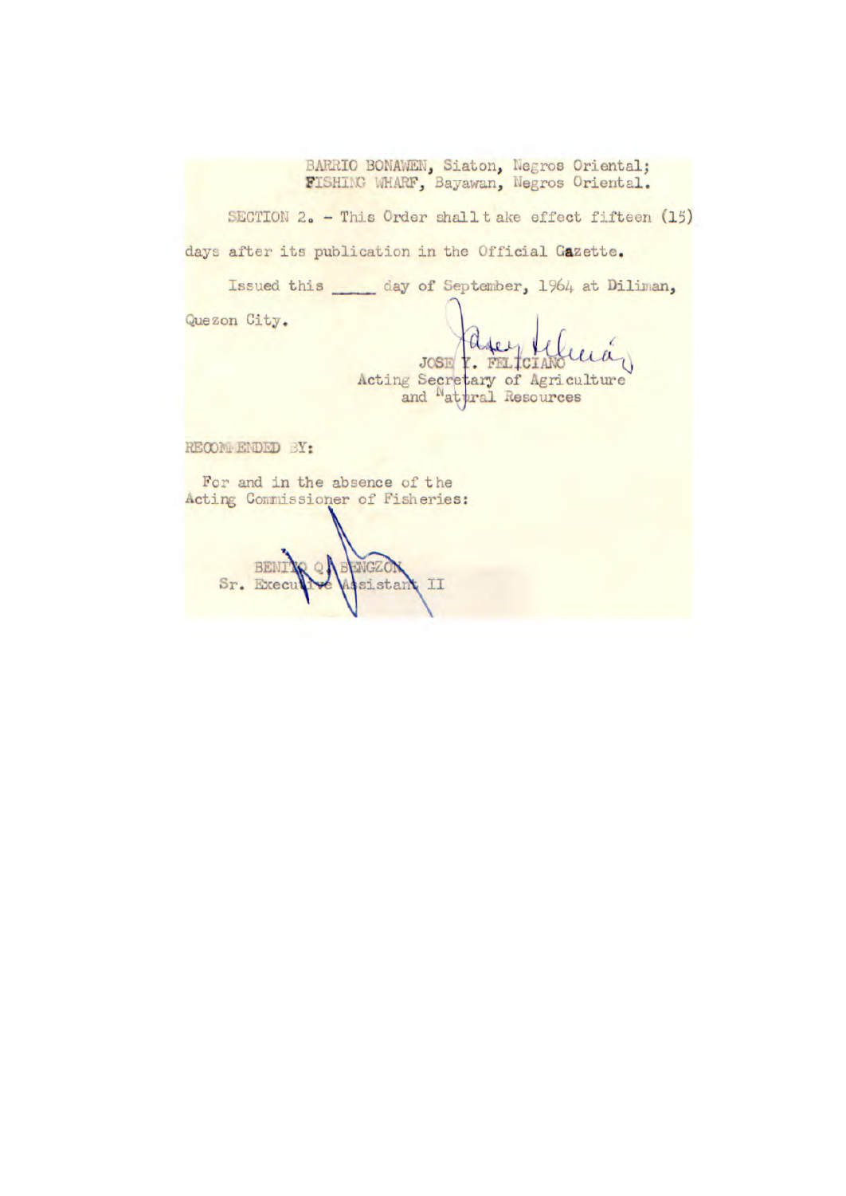BARRIO BONAWEN, Siaton, Negros Oriental;
FISHING WHARF, Bayawan, Negros Oriental.

SECTION 2. - This Order shall take effect fifteen (15) days after its publication in the Official Gazette.

Issued this _____ day of September, 1964 at Diliman, Quezon City.

JOSE Y. FELICIANO
Acting Secretary of Agriculture
and Natural Resources

RECOMMENDED BY:

For and in the absence of the
Acting Commissioner of Fisheries:

BENITO Q. BENGZON
Sr. Executive Assistant II